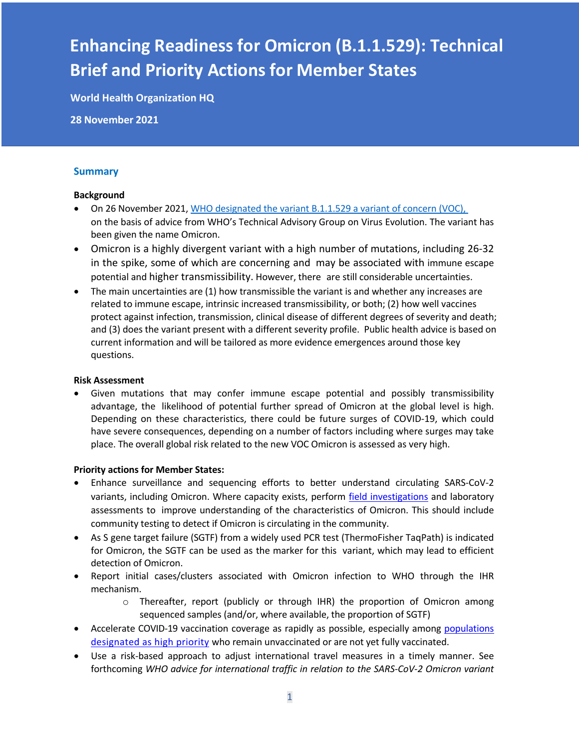# Enhancing Readiness for Omicron (B.1.1.529): Technical Brief and Priority Actions for Member States

**World Health Organization HQ**

**28 November 2021**

## Summary

**Background**

- On 26 November 2021, WHO designated the variant B.1.1.529 a variant of concern (VOC), on the basis of advice from WHO's Technical Advisory Group on Virus Evolution. The variant has been given the name Omicron.
- Omicron is a highly divergent variant with a high number of mutations, including 26-32 in the spike, some of which are concerning and may be associated with immune escape potential and higher transmissibility. However, there are still considerable uncertainties.
- The main uncertainties are (1) how transmissible the variant is and whether any increases are related to immune escape, intrinsic increased transmissibility, or both; (2) how well vaccines protect against infection, transmission, clinical disease of different degrees of severity and death; and (3) does the variant present with a different severity profile. Public health advice is based on current information and will be tailored as more evidence emergences around those key questions.

**Risk Assessment**

- Given mutations that may confer immune escape potential and possibly transmissibility advantage, the likelihood of potential further spread of Omicron at the global level is high. Depending on these characteristics, there could be future surges of COVID-19, which could have severe consequences, depending on a number of factors including where surges may take place. The overall global risk related to the new VOC Omicron is assessed as very high.

**Priority actions for Member States:**

- Enhance surveillance and sequencing efforts to better understand circulating SARS-CoV-2 variants, including Omicron. Where capacity exists, perform field investigations and laboratory assessments to improve understanding of the characteristics of Omicron. This should include community testing to detect if Omicron is circulating in the community.
- As S gene target failure (SGTF) from a widely used PCR test (ThermoFisher TaqPath) is indicated for Omicron, the SGTF can be used as the marker for this variant, which may lead to efficient detection of Omicron.
- Report initial cases/clusters associated with Omicron infection to WHO through the IHR mechanism.
  - Thereafter, report (publicly or through IHR) the proportion of Omicron among sequenced samples (and/or, where available, the proportion of SGTF)
- Accelerate COVID-19 vaccination coverage as rapidly as possible, especially among populations designated as high priority who remain unvaccinated or are not yet fully vaccinated.
- Use a risk-based approach to adjust international travel measures in a timely manner. See forthcoming *WHO advice for international traffic in relation to the SARS-CoV-2 Omicron variant*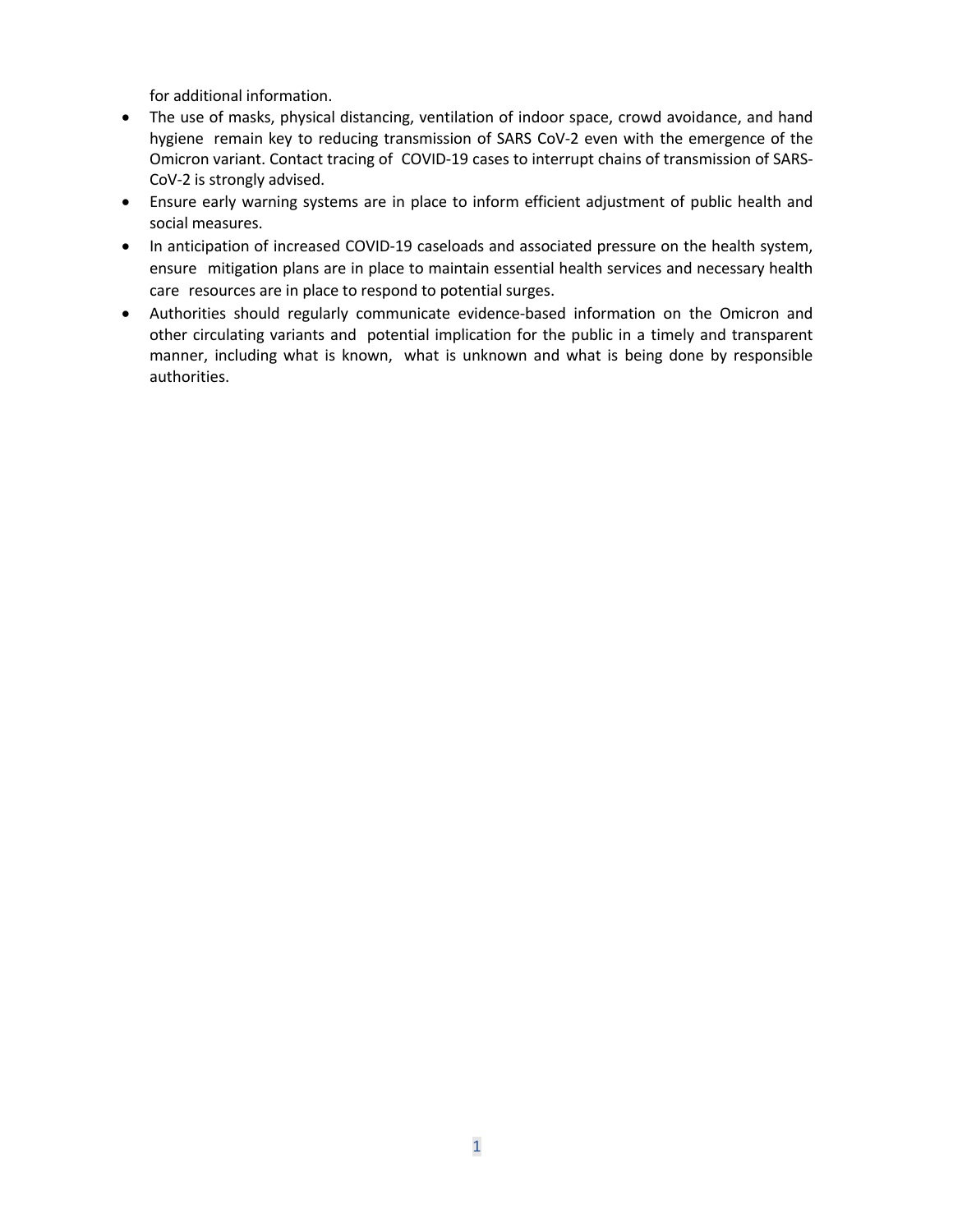for additional information.

- The use of masks, physical distancing, ventilation of indoor space, crowd avoidance, and hand hygiene remain key to reducing transmission of SARS CoV-2 even with the emergence of the Omicron variant. Contact tracing of COVID-19 cases to interrupt chains of transmission of SARS-CoV-2 is strongly advised.
- Ensure early warning systems are in place to inform efficient adjustment of public health and social measures.
- In anticipation of increased COVID-19 caseloads and associated pressure on the health system, ensure mitigation plans are in place to maintain essential health services and necessary health care resources are in place to respond to potential surges.
- Authorities should regularly communicate evidence-based information on the Omicron and other circulating variants and potential implication for the public in a timely and transparent manner, including what is known, what is unknown and what is being done by responsible authorities.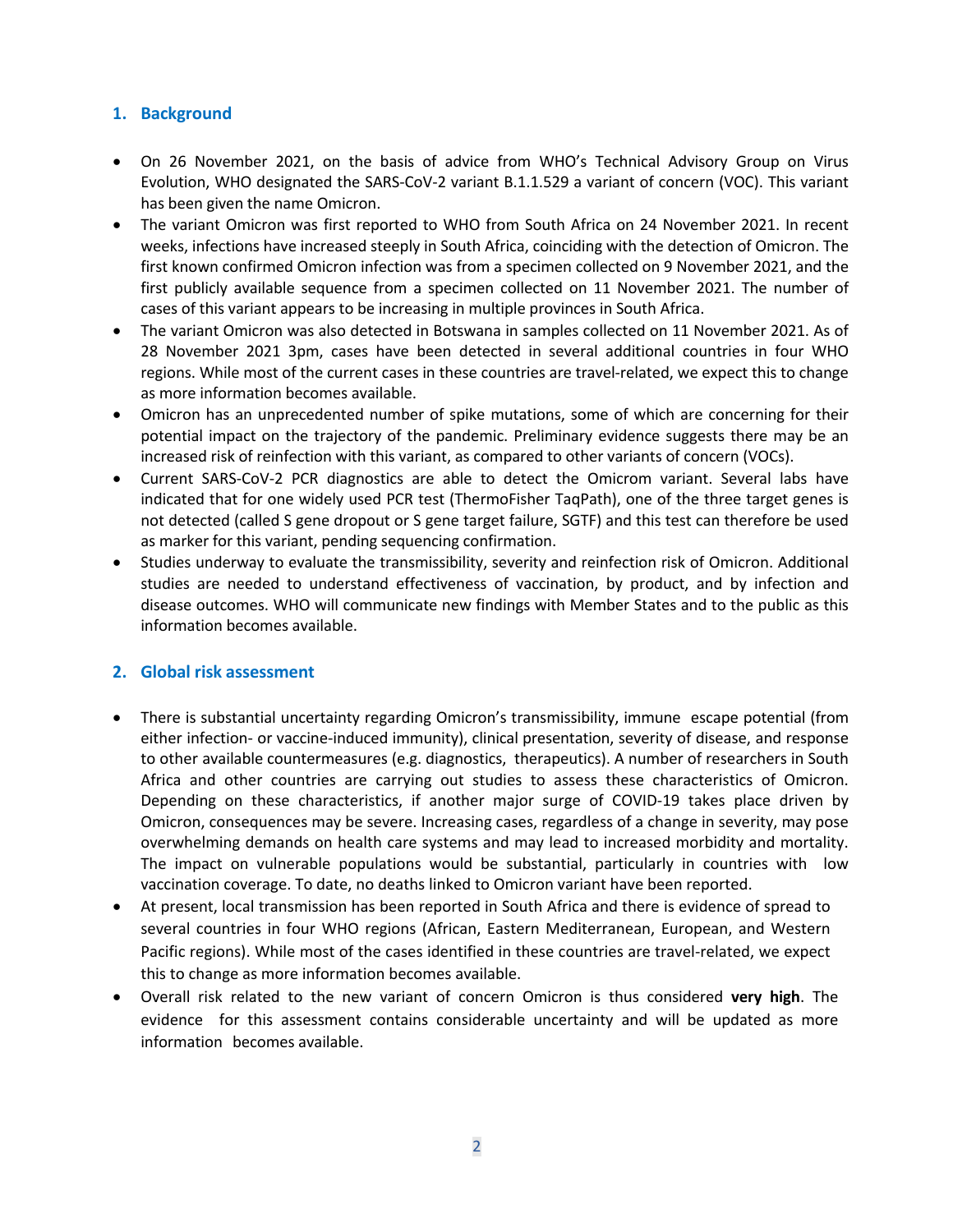## 1. Background

- On 26 November 2021, on the basis of advice from WHO's Technical Advisory Group on Virus Evolution, WHO designated the SARS-CoV-2 variant B.1.1.529 a variant of concern (VOC). This variant has been given the name Omicron.
- The variant Omicron was first reported to WHO from South Africa on 24 November 2021. In recent weeks, infections have increased steeply in South Africa, coinciding with the detection of Omicron. The first known confirmed Omicron infection was from a specimen collected on 9 November 2021, and the first publicly available sequence from a specimen collected on 11 November 2021. The number of cases of this variant appears to be increasing in multiple provinces in South Africa.
- The variant Omicron was also detected in Botswana in samples collected on 11 November 2021. As of 28 November 2021 3pm, cases have been detected in several additional countries in four WHO regions. While most of the current cases in these countries are travel-related, we expect this to change as more information becomes available.
- Omicron has an unprecedented number of spike mutations, some of which are concerning for their potential impact on the trajectory of the pandemic. Preliminary evidence suggests there may be an increased risk of reinfection with this variant, as compared to other variants of concern (VOCs).
- Current SARS-CoV-2 PCR diagnostics are able to detect the Omicrom variant. Several labs have indicated that for one widely used PCR test (ThermoFisher TaqPath), one of the three target genes is not detected (called S gene dropout or S gene target failure, SGTF) and this test can therefore be used as marker for this variant, pending sequencing confirmation.
- Studies underway to evaluate the transmissibility, severity and reinfection risk of Omicron. Additional studies are needed to understand effectiveness of vaccination, by product, and by infection and disease outcomes. WHO will communicate new findings with Member States and to the public as this information becomes available.

## 2. Global risk assessment

- There is substantial uncertainty regarding Omicron's transmissibility, immune escape potential (from either infection- or vaccine-induced immunity), clinical presentation, severity of disease, and response to other available countermeasures (e.g. diagnostics, therapeutics). A number of researchers in South Africa and other countries are carrying out studies to assess these characteristics of Omicron. Depending on these characteristics, if another major surge of COVID-19 takes place driven by Omicron, consequences may be severe. Increasing cases, regardless of a change in severity, may pose overwhelming demands on health care systems and may lead to increased morbidity and mortality. The impact on vulnerable populations would be substantial, particularly in countries with low vaccination coverage. To date, no deaths linked to Omicron variant have been reported.
- At present, local transmission has been reported in South Africa and there is evidence of spread to several countries in four WHO regions (African, Eastern Mediterranean, European, and Western Pacific regions). While most of the cases identified in these countries are travel-related, we expect this to change as more information becomes available.
- Overall risk related to the new variant of concern Omicron is thus considered **very high**. The evidence for this assessment contains considerable uncertainty and will be updated as more information becomes available.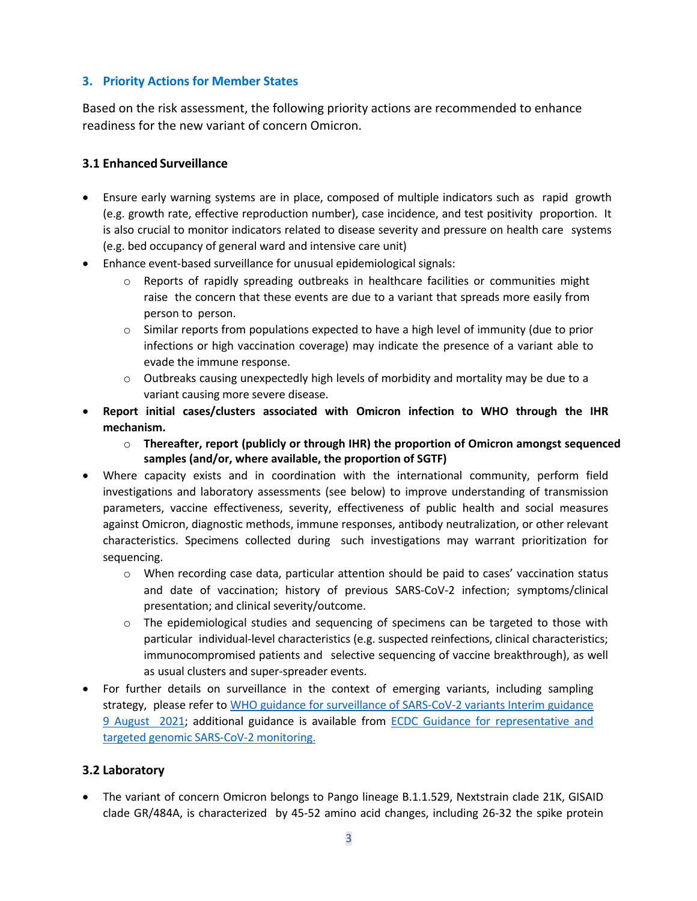## 3. Priority Actions for Member States

Based on the risk assessment, the following priority actions are recommended to enhance readiness for the new variant of concern Omicron.

### 3.1 Enhanced Surveillance

- Ensure early warning systems are in place, composed of multiple indicators such as rapid growth (e.g. growth rate, effective reproduction number), case incidence, and test positivity proportion. It is also crucial to monitor indicators related to disease severity and pressure on health care systems (e.g. bed occupancy of general ward and intensive care unit)
- Enhance event-based surveillance for unusual epidemiological signals:
  - Reports of rapidly spreading outbreaks in healthcare facilities or communities might raise the concern that these events are due to a variant that spreads more easily from person to person.
  - Similar reports from populations expected to have a high level of immunity (due to prior infections or high vaccination coverage) may indicate the presence of a variant able to evade the immune response.
  - Outbreaks causing unexpectedly high levels of morbidity and mortality may be due to a variant causing more severe disease.
- **Report initial cases/clusters associated with Omicron infection to WHO through the IHR mechanism.**
  - **Thereafter, report (publicly or through IHR) the proportion of Omicron amongst sequenced samples (and/or, where available, the proportion of SGTF)**
- Where capacity exists and in coordination with the international community, perform field investigations and laboratory assessments (see below) to improve understanding of transmission parameters, vaccine effectiveness, severity, effectiveness of public health and social measures against Omicron, diagnostic methods, immune responses, antibody neutralization, or other relevant characteristics. Specimens collected during such investigations may warrant prioritization for sequencing.
  - When recording case data, particular attention should be paid to cases' vaccination status and date of vaccination; history of previous SARS-CoV-2 infection; symptoms/clinical presentation; and clinical severity/outcome.
  - The epidemiological studies and sequencing of specimens can be targeted to those with particular individual-level characteristics (e.g. suspected reinfections, clinical characteristics; immunocompromised patients and selective sequencing of vaccine breakthrough), as well as usual clusters and super-spreader events.
- For further details on surveillance in the context of emerging variants, including sampling strategy, please refer to WHO guidance for surveillance of SARS-CoV-2 variants Interim guidance 9 August 2021; additional guidance is available from ECDC Guidance for representative and targeted genomic SARS-CoV-2 monitoring.

### 3.2 Laboratory

- The variant of concern Omicron belongs to Pango lineage B.1.1.529, Nextstrain clade 21K, GISAID clade GR/484A, is characterized by 45-52 amino acid changes, including 26-32 the spike protein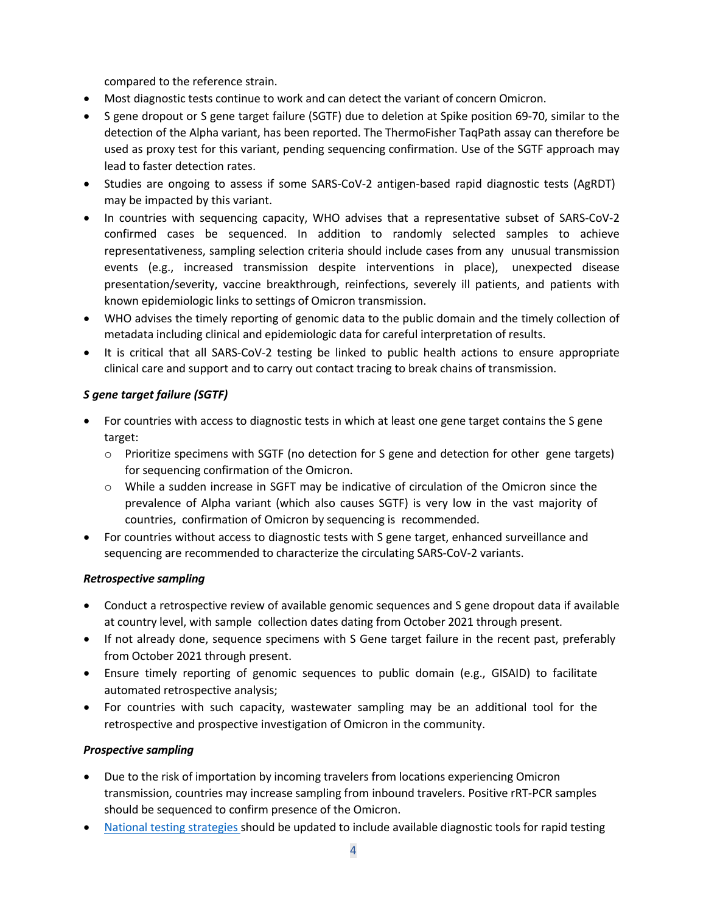compared to the reference strain.

- Most diagnostic tests continue to work and can detect the variant of concern Omicron.
- S gene dropout or S gene target failure (SGTF) due to deletion at Spike position 69-70, similar to the detection of the Alpha variant, has been reported. The ThermoFisher TaqPath assay can therefore be used as proxy test for this variant, pending sequencing confirmation. Use of the SGTF approach may lead to faster detection rates.
- Studies are ongoing to assess if some SARS-CoV-2 antigen-based rapid diagnostic tests (AgRDT) may be impacted by this variant.
- In countries with sequencing capacity, WHO advises that a representative subset of SARS-CoV-2 confirmed cases be sequenced. In addition to randomly selected samples to achieve representativeness, sampling selection criteria should include cases from any unusual transmission events (e.g., increased transmission despite interventions in place), unexpected disease presentation/severity, vaccine breakthrough, reinfections, severely ill patients, and patients with known epidemiologic links to settings of Omicron transmission.
- WHO advises the timely reporting of genomic data to the public domain and the timely collection of metadata including clinical and epidemiologic data for careful interpretation of results.
- It is critical that all SARS-CoV-2 testing be linked to public health actions to ensure appropriate clinical care and support and to carry out contact tracing to break chains of transmission.

***S gene target failure (SGTF)***

- For countries with access to diagnostic tests in which at least one gene target contains the S gene target:
  - Prioritize specimens with SGTF (no detection for S gene and detection for other gene targets) for sequencing confirmation of the Omicron.
  - While a sudden increase in SGFT may be indicative of circulation of the Omicron since the prevalence of Alpha variant (which also causes SGTF) is very low in the vast majority of countries, confirmation of Omicron by sequencing is recommended.
- For countries without access to diagnostic tests with S gene target, enhanced surveillance and sequencing are recommended to characterize the circulating SARS-CoV-2 variants.

***Retrospective sampling***

- Conduct a retrospective review of available genomic sequences and S gene dropout data if available at country level, with sample collection dates dating from October 2021 through present.
- If not already done, sequence specimens with S Gene target failure in the recent past, preferably from October 2021 through present.
- Ensure timely reporting of genomic sequences to public domain (e.g., GISAID) to facilitate automated retrospective analysis;
- For countries with such capacity, wastewater sampling may be an additional tool for the retrospective and prospective investigation of Omicron in the community.

***Prospective sampling***

- Due to the risk of importation by incoming travelers from locations experiencing Omicron transmission, countries may increase sampling from inbound travelers. Positive rRT-PCR samples should be sequenced to confirm presence of the Omicron.
- National testing strategies should be updated to include available diagnostic tools for rapid testing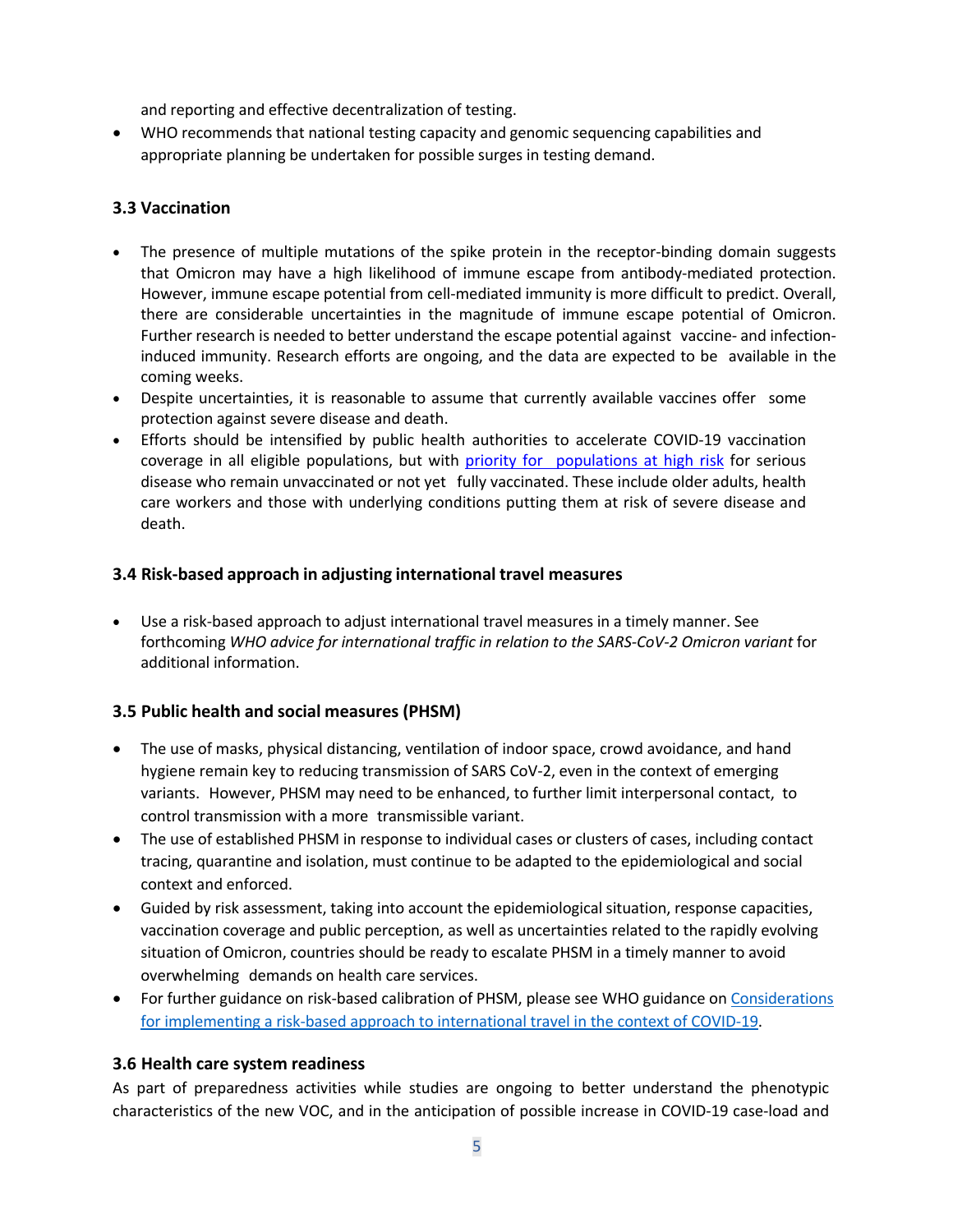and reporting and effective decentralization of testing.

- WHO recommends that national testing capacity and genomic sequencing capabilities and appropriate planning be undertaken for possible surges in testing demand.

### 3.3 Vaccination

- The presence of multiple mutations of the spike protein in the receptor-binding domain suggests that Omicron may have a high likelihood of immune escape from antibody-mediated protection. However, immune escape potential from cell-mediated immunity is more difficult to predict. Overall, there are considerable uncertainties in the magnitude of immune escape potential of Omicron. Further research is needed to better understand the escape potential against vaccine- and infection-induced immunity. Research efforts are ongoing, and the data are expected to be available in the coming weeks.
- Despite uncertainties, it is reasonable to assume that currently available vaccines offer some protection against severe disease and death.
- Efforts should be intensified by public health authorities to accelerate COVID-19 vaccination coverage in all eligible populations, but with [priority for populations at high risk] for serious disease who remain unvaccinated or not yet fully vaccinated. These include older adults, health care workers and those with underlying conditions putting them at risk of severe disease and death.

### 3.4 Risk-based approach in adjusting international travel measures

- Use a risk-based approach to adjust international travel measures in a timely manner. See forthcoming *WHO advice for international traffic in relation to the SARS-CoV-2 Omicron variant* for additional information.

### 3.5 Public health and social measures (PHSM)

- The use of masks, physical distancing, ventilation of indoor space, crowd avoidance, and hand hygiene remain key to reducing transmission of SARS CoV-2, even in the context of emerging variants. However, PHSM may need to be enhanced, to further limit interpersonal contact, to control transmission with a more transmissible variant.
- The use of established PHSM in response to individual cases or clusters of cases, including contact tracing, quarantine and isolation, must continue to be adapted to the epidemiological and social context and enforced.
- Guided by risk assessment, taking into account the epidemiological situation, response capacities, vaccination coverage and public perception, as well as uncertainties related to the rapidly evolving situation of Omicron, countries should be ready to escalate PHSM in a timely manner to avoid overwhelming demands on health care services.
- For further guidance on risk-based calibration of PHSM, please see WHO guidance on [Considerations for implementing a risk-based approach to international travel in the context of COVID-19].

### 3.6 Health care system readiness

As part of preparedness activities while studies are ongoing to better understand the phenotypic characteristics of the new VOC, and in the anticipation of possible increase in COVID-19 case-load and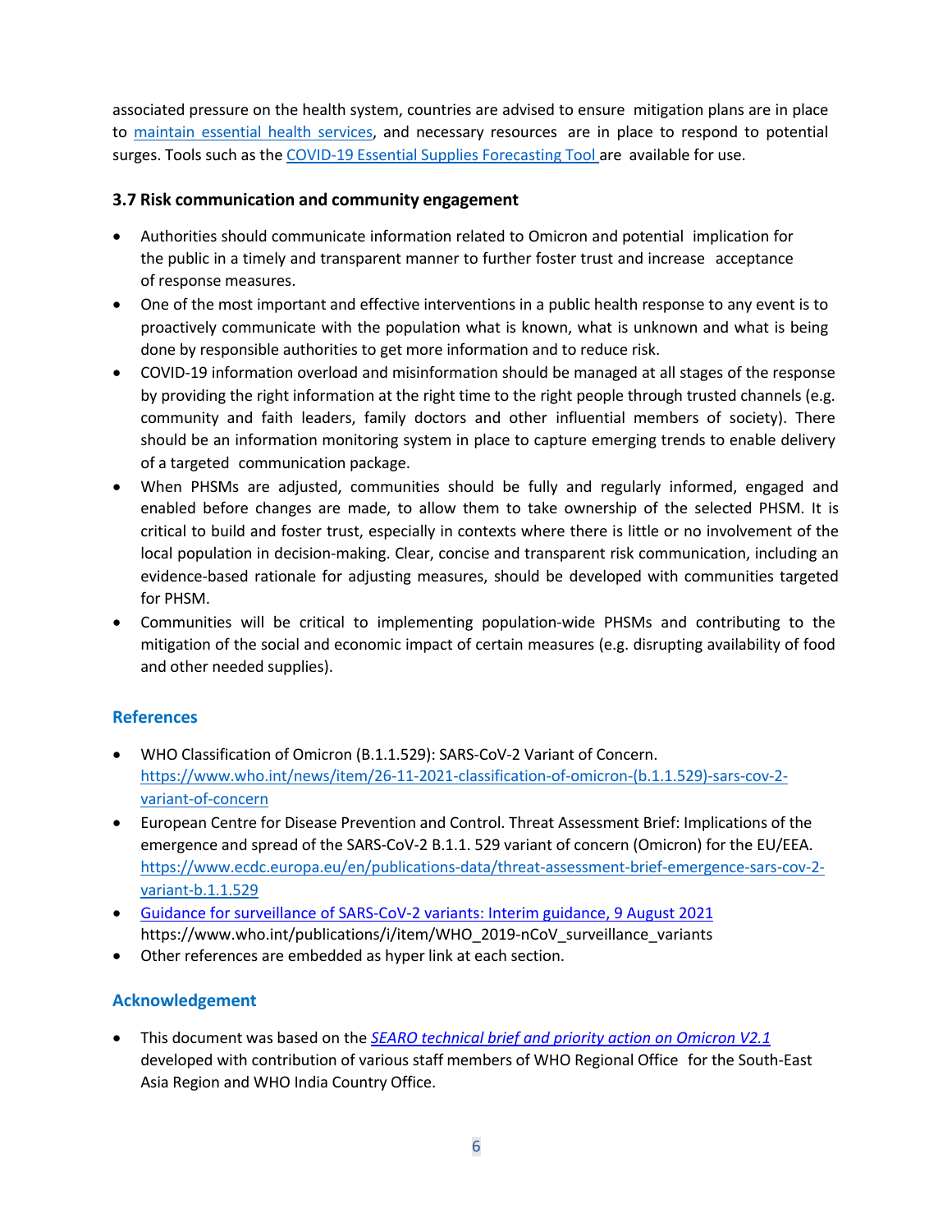associated pressure on the health system, countries are advised to ensure mitigation plans are in place to [maintain essential health services](), and necessary resources are in place to respond to potential surges. Tools such as the [COVID-19 Essential Supplies Forecasting Tool]() are available for use.

### 3.7 Risk communication and community engagement

- Authorities should communicate information related to Omicron and potential implication for the public in a timely and transparent manner to further foster trust and increase acceptance of response measures.
- One of the most important and effective interventions in a public health response to any event is to proactively communicate with the population what is known, what is unknown and what is being done by responsible authorities to get more information and to reduce risk.
- COVID-19 information overload and misinformation should be managed at all stages of the response by providing the right information at the right time to the right people through trusted channels (e.g. community and faith leaders, family doctors and other influential members of society). There should be an information monitoring system in place to capture emerging trends to enable delivery of a targeted communication package.
- When PHSMs are adjusted, communities should be fully and regularly informed, engaged and enabled before changes are made, to allow them to take ownership of the selected PHSM. It is critical to build and foster trust, especially in contexts where there is little or no involvement of the local population in decision-making. Clear, concise and transparent risk communication, including an evidence-based rationale for adjusting measures, should be developed with communities targeted for PHSM.
- Communities will be critical to implementing population-wide PHSMs and contributing to the mitigation of the social and economic impact of certain measures (e.g. disrupting availability of food and other needed supplies).

## References

- WHO Classification of Omicron (B.1.1.529): SARS-CoV-2 Variant of Concern. https://www.who.int/news/item/26-11-2021-classification-of-omicron-(b.1.1.529)-sars-cov-2-variant-of-concern
- European Centre for Disease Prevention and Control. Threat Assessment Brief: Implications of the emergence and spread of the SARS-CoV-2 B.1.1. 529 variant of concern (Omicron) for the EU/EEA. https://www.ecdc.europa.eu/en/publications-data/threat-assessment-brief-emergence-sars-cov-2-variant-b.1.1.529
- [Guidance for surveillance of SARS-CoV-2 variants: Interim guidance, 9 August 2021]() https://www.who.int/publications/i/item/WHO_2019-nCoV_surveillance_variants
- Other references are embedded as hyper link at each section.

## Acknowledgement

- This document was based on the *[SEARO technical brief and priority action on Omicron V2.1]()* developed with contribution of various staff members of WHO Regional Office for the South-East Asia Region and WHO India Country Office.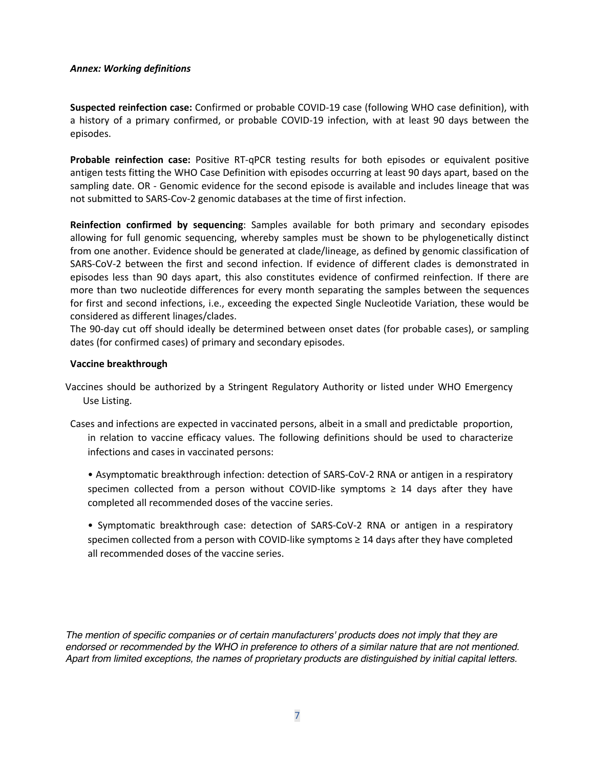***Annex: Working definitions***

**Suspected reinfection case:** Confirmed or probable COVID-19 case (following WHO case definition), with a history of a primary confirmed, or probable COVID-19 infection, with at least 90 days between the episodes.

**Probable reinfection case:** Positive RT-qPCR testing results for both episodes or equivalent positive antigen tests fitting the WHO Case Definition with episodes occurring at least 90 days apart, based on the sampling date. OR - Genomic evidence for the second episode is available and includes lineage that was not submitted to SARS-Cov-2 genomic databases at the time of first infection.

**Reinfection confirmed by sequencing**: Samples available for both primary and secondary episodes allowing for full genomic sequencing, whereby samples must be shown to be phylogenetically distinct from one another. Evidence should be generated at clade/lineage, as defined by genomic classification of SARS-CoV-2 between the first and second infection. If evidence of different clades is demonstrated in episodes less than 90 days apart, this also constitutes evidence of confirmed reinfection. If there are more than two nucleotide differences for every month separating the samples between the sequences for first and second infections, i.e., exceeding the expected Single Nucleotide Variation, these would be considered as different linages/clades.
The 90-day cut off should ideally be determined between onset dates (for probable cases), or sampling dates (for confirmed cases) of primary and secondary episodes.

**Vaccine breakthrough**

Vaccines should be authorized by a Stringent Regulatory Authority or listed under WHO Emergency Use Listing.

Cases and infections are expected in vaccinated persons, albeit in a small and predictable proportion, in relation to vaccine efficacy values. The following definitions should be used to characterize infections and cases in vaccinated persons:

- Asymptomatic breakthrough infection: detection of SARS-CoV-2 RNA or antigen in a respiratory specimen collected from a person without COVID-like symptoms ≥ 14 days after they have completed all recommended doses of the vaccine series.

- Symptomatic breakthrough case: detection of SARS-CoV-2 RNA or antigen in a respiratory specimen collected from a person with COVID-like symptoms ≥ 14 days after they have completed all recommended doses of the vaccine series.

*The mention of specific companies or of certain manufacturers' products does not imply that they are endorsed or recommended by the WHO in preference to others of a similar nature that are not mentioned. Apart from limited exceptions, the names of proprietary products are distinguished by initial capital letters.*